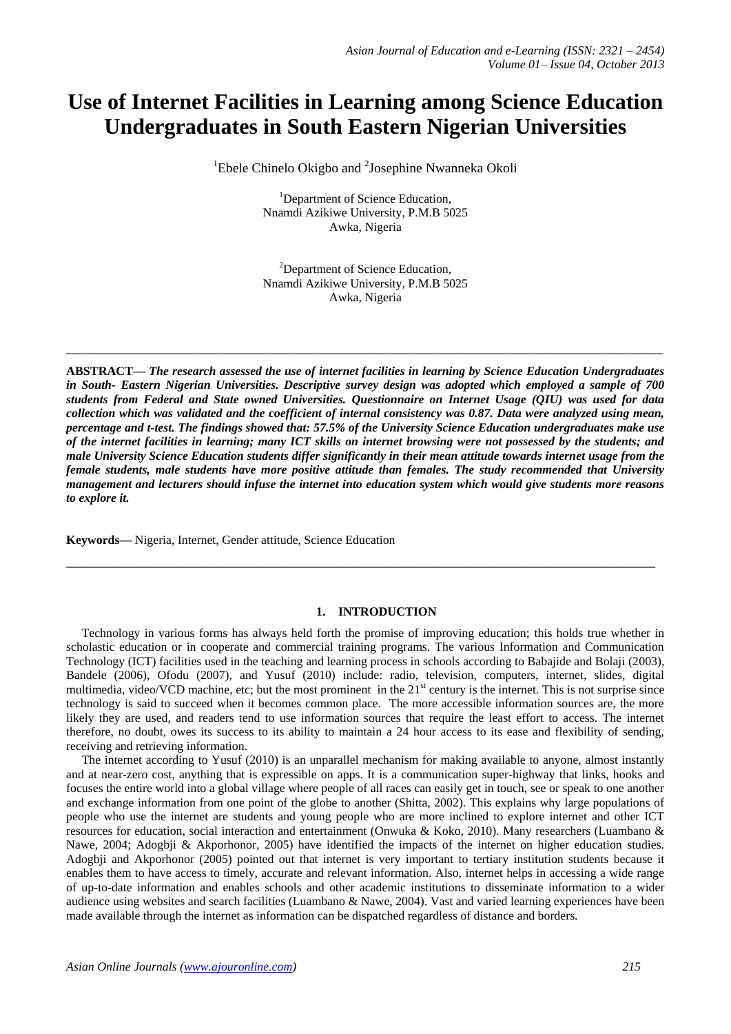# Use of Internet Facilities in Learning among Science Education Undergraduates in South Eastern Nigerian Universities

[1]Ebele Chinelo Okigbo and [2]Josephine Nwanneka Okoli

[1]Department of Science Education,
Nnamdi Azikiwe University, P.M.B 5025
Awka, Nigeria

[2]Department of Science Education,
Nnamdi Azikiwe University, P.M.B 5025
Awka, Nigeria

---

**ABSTRACT—** ***The research assessed the use of internet facilities in learning by Science Education Undergraduates in South- Eastern Nigerian Universities. Descriptive survey design was adopted which employed a sample of 700 students from Federal and State owned Universities. Questionnaire on Internet Usage (QIU) was used for data collection which was validated and the coefficient of internal consistency was 0.87. Data were analyzed using mean, percentage and t-test. The findings showed that: 57.5% of the University Science Education undergraduates make use of the internet facilities in learning; many ICT skills on internet browsing were not possessed by the students; and male University Science Education students differ significantly in their mean attitude towards internet usage from the female students, male students have more positive attitude than females. The study recommended that University management and lecturers should infuse the internet into education system which would give students more reasons to explore it.***

**Keywords—** Nigeria, Internet, Gender attitude, Science Education

---

## 1. INTRODUCTION

Technology in various forms has always held forth the promise of improving education; this holds true whether in scholastic education or in cooperate and commercial training programs. The various Information and Communication Technology (ICT) facilities used in the teaching and learning process in schools according to Babajide and Bolaji (2003), Bandele (2006), Ofodu (2007), and Yusuf (2010) include: radio, television, computers, internet, slides, digital multimedia, video/VCD machine, etc; but the most prominent in the 21st century is the internet. This is not surprise since technology is said to succeed when it becomes common place. The more accessible information sources are, the more likely they are used, and readers tend to use information sources that require the least effort to access. The internet therefore, no doubt, owes its success to its ability to maintain a 24 hour access to its ease and flexibility of sending, receiving and retrieving information.

The internet according to Yusuf (2010) is an unparallel mechanism for making available to anyone, almost instantly and at near-zero cost, anything that is expressible on apps. It is a communication super-highway that links, hooks and focuses the entire world into a global village where people of all races can easily get in touch, see or speak to one another and exchange information from one point of the globe to another (Shitta, 2002). This explains why large populations of people who use the internet are students and young people who are more inclined to explore internet and other ICT resources for education, social interaction and entertainment (Onwuka & Koko, 2010). Many researchers (Luambano & Nawe, 2004; Adogbji & Akporhonor, 2005) have identified the impacts of the internet on higher education studies. Adogbji and Akporhonor (2005) pointed out that internet is very important to tertiary institution students because it enables them to have access to timely, accurate and relevant information. Also, internet helps in accessing a wide range of up-to-date information and enables schools and other academic institutions to disseminate information to a wider audience using websites and search facilities (Luambano & Nawe, 2004). Vast and varied learning experiences have been made available through the internet as information can be dispatched regardless of distance and borders.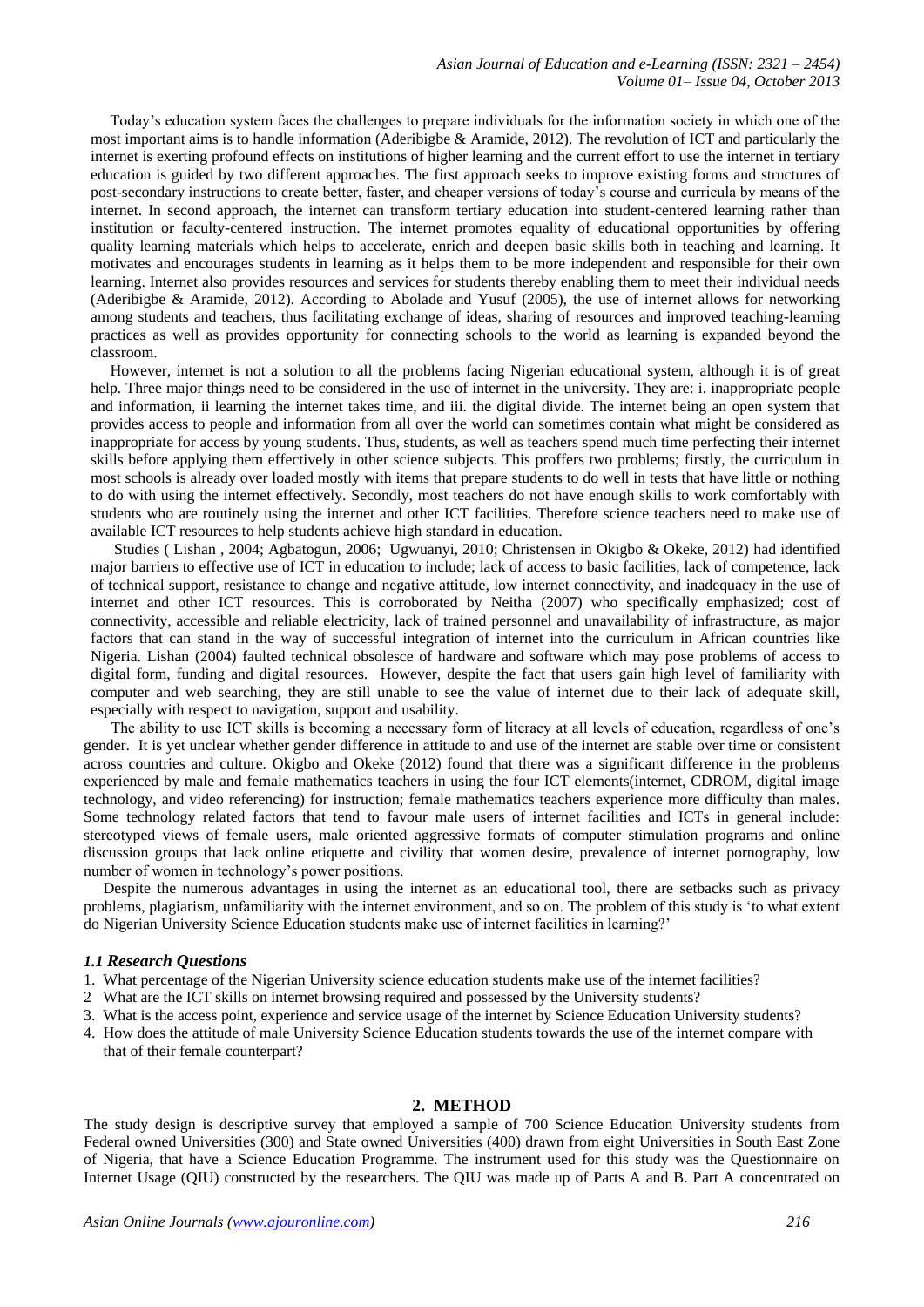Today's education system faces the challenges to prepare individuals for the information society in which one of the most important aims is to handle information (Aderibigbe & Aramide, 2012). The revolution of ICT and particularly the internet is exerting profound effects on institutions of higher learning and the current effort to use the internet in tertiary education is guided by two different approaches. The first approach seeks to improve existing forms and structures of post-secondary instructions to create better, faster, and cheaper versions of today's course and curricula by means of the internet. In second approach, the internet can transform tertiary education into student-centered learning rather than institution or faculty-centered instruction. The internet promotes equality of educational opportunities by offering quality learning materials which helps to accelerate, enrich and deepen basic skills both in teaching and learning. It motivates and encourages students in learning as it helps them to be more independent and responsible for their own learning. Internet also provides resources and services for students thereby enabling them to meet their individual needs (Aderibigbe & Aramide, 2012). According to Abolade and Yusuf (2005), the use of internet allows for networking among students and teachers, thus facilitating exchange of ideas, sharing of resources and improved teaching-learning practices as well as provides opportunity for connecting schools to the world as learning is expanded beyond the classroom.

However, internet is not a solution to all the problems facing Nigerian educational system, although it is of great help. Three major things need to be considered in the use of internet in the university. They are: i. inappropriate people and information, ii learning the internet takes time, and iii. the digital divide. The internet being an open system that provides access to people and information from all over the world can sometimes contain what might be considered as inappropriate for access by young students. Thus, students, as well as teachers spend much time perfecting their internet skills before applying them effectively in other science subjects. This proffers two problems; firstly, the curriculum in most schools is already over loaded mostly with items that prepare students to do well in tests that have little or nothing to do with using the internet effectively. Secondly, most teachers do not have enough skills to work comfortably with students who are routinely using the internet and other ICT facilities. Therefore science teachers need to make use of available ICT resources to help students achieve high standard in education.

Studies ( Lishan , 2004; Agbatogun, 2006; Ugwuanyi, 2010; Christensen in Okigbo & Okeke, 2012) had identified major barriers to effective use of ICT in education to include; lack of access to basic facilities, lack of competence, lack of technical support, resistance to change and negative attitude, low internet connectivity, and inadequacy in the use of internet and other ICT resources. This is corroborated by Neitha (2007) who specifically emphasized; cost of connectivity, accessible and reliable electricity, lack of trained personnel and unavailability of infrastructure, as major factors that can stand in the way of successful integration of internet into the curriculum in African countries like Nigeria. Lishan (2004) faulted technical obsolesce of hardware and software which may pose problems of access to digital form, funding and digital resources. However, despite the fact that users gain high level of familiarity with computer and web searching, they are still unable to see the value of internet due to their lack of adequate skill, especially with respect to navigation, support and usability.

The ability to use ICT skills is becoming a necessary form of literacy at all levels of education, regardless of one's gender. It is yet unclear whether gender difference in attitude to and use of the internet are stable over time or consistent across countries and culture. Okigbo and Okeke (2012) found that there was a significant difference in the problems experienced by male and female mathematics teachers in using the four ICT elements(internet, CDROM, digital image technology, and video referencing) for instruction; female mathematics teachers experience more difficulty than males. Some technology related factors that tend to favour male users of internet facilities and ICTs in general include: stereotyped views of female users, male oriented aggressive formats of computer stimulation programs and online discussion groups that lack online etiquette and civility that women desire, prevalence of internet pornography, low number of women in technology's power positions.

Despite the numerous advantages in using the internet as an educational tool, there are setbacks such as privacy problems, plagiarism, unfamiliarity with the internet environment, and so on. The problem of this study is 'to what extent do Nigerian University Science Education students make use of internet facilities in learning?'

### *1.1 Research Questions*

1. What percentage of the Nigerian University science education students make use of the internet facilities?
2. What are the ICT skills on internet browsing required and possessed by the University students?
3. What is the access point, experience and service usage of the internet by Science Education University students?
4. How does the attitude of male University Science Education students towards the use of the internet compare with that of their female counterpart?

## 2. METHOD

The study design is descriptive survey that employed a sample of 700 Science Education University students from Federal owned Universities (300) and State owned Universities (400) drawn from eight Universities in South East Zone of Nigeria, that have a Science Education Programme. The instrument used for this study was the Questionnaire on Internet Usage (QIU) constructed by the researchers. The QIU was made up of Parts A and B. Part A concentrated on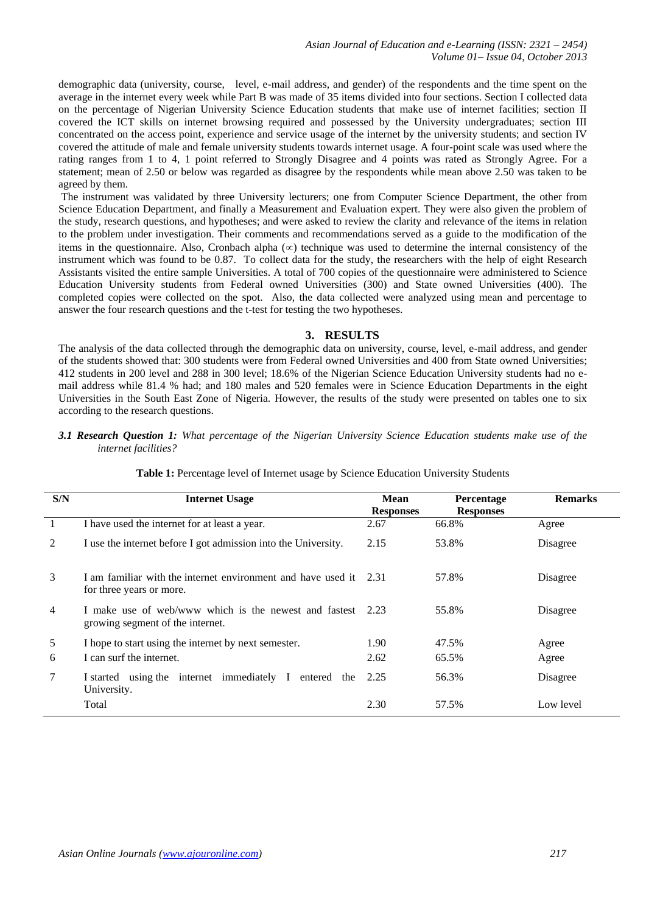demographic data (university, course, level, e-mail address, and gender) of the respondents and the time spent on the average in the internet every week while Part B was made of 35 items divided into four sections. Section I collected data on the percentage of Nigerian University Science Education students that make use of internet facilities; section II covered the ICT skills on internet browsing required and possessed by the University undergraduates; section III concentrated on the access point, experience and service usage of the internet by the university students; and section IV covered the attitude of male and female university students towards internet usage. A four-point scale was used where the rating ranges from 1 to 4, 1 point referred to Strongly Disagree and 4 points was rated as Strongly Agree. For a statement; mean of 2.50 or below was regarded as disagree by the respondents while mean above 2.50 was taken to be agreed by them.

The instrument was validated by three University lecturers; one from Computer Science Department, the other from Science Education Department, and finally a Measurement and Evaluation expert. They were also given the problem of the study, research questions, and hypotheses; and were asked to review the clarity and relevance of the items in relation to the problem under investigation. Their comments and recommendations served as a guide to the modification of the items in the questionnaire. Also, Cronbach alpha (∝) technique was used to determine the internal consistency of the instrument which was found to be 0.87. To collect data for the study, the researchers with the help of eight Research Assistants visited the entire sample Universities. A total of 700 copies of the questionnaire were administered to Science Education University students from Federal owned Universities (300) and State owned Universities (400). The completed copies were collected on the spot. Also, the data collected were analyzed using mean and percentage to answer the four research questions and the t-test for testing the two hypotheses.

## 3. RESULTS

The analysis of the data collected through the demographic data on university, course, level, e-mail address, and gender of the students showed that: 300 students were from Federal owned Universities and 400 from State owned Universities; 412 students in 200 level and 288 in 300 level; 18.6% of the Nigerian Science Education University students had no e-mail address while 81.4 % had; and 180 males and 520 females were in Science Education Departments in the eight Universities in the South East Zone of Nigeria. However, the results of the study were presented on tables one to six according to the research questions.

***3.1 Research Question 1:*** *What percentage of the Nigerian University Science Education students make use of the internet facilities?*

**Table 1:** Percentage level of Internet usage by Science Education University Students

| S/N | Internet Usage | Mean Responses | Percentage Responses | Remarks |
|---|---|---|---|---|
| 1 | I have used the internet for at least a year. | 2.67 | 66.8% | Agree |
| 2 | I use the internet before I got admission into the University. | 2.15 | 53.8% | Disagree |
| 3 | I am familiar with the internet environment and have used it for three years or more. | 2.31 | 57.8% | Disagree |
| 4 | I make use of web/www which is the newest and fastest growing segment of the internet. | 2.23 | 55.8% | Disagree |
| 5 | I hope to start using the internet by next semester. | 1.90 | 47.5% | Agree |
| 6 | I can surf the internet. | 2.62 | 65.5% | Agree |
| 7 | I started using the internet immediately I entered the University. | 2.25 | 56.3% | Disagree |
| | Total | 2.30 | 57.5% | Low level |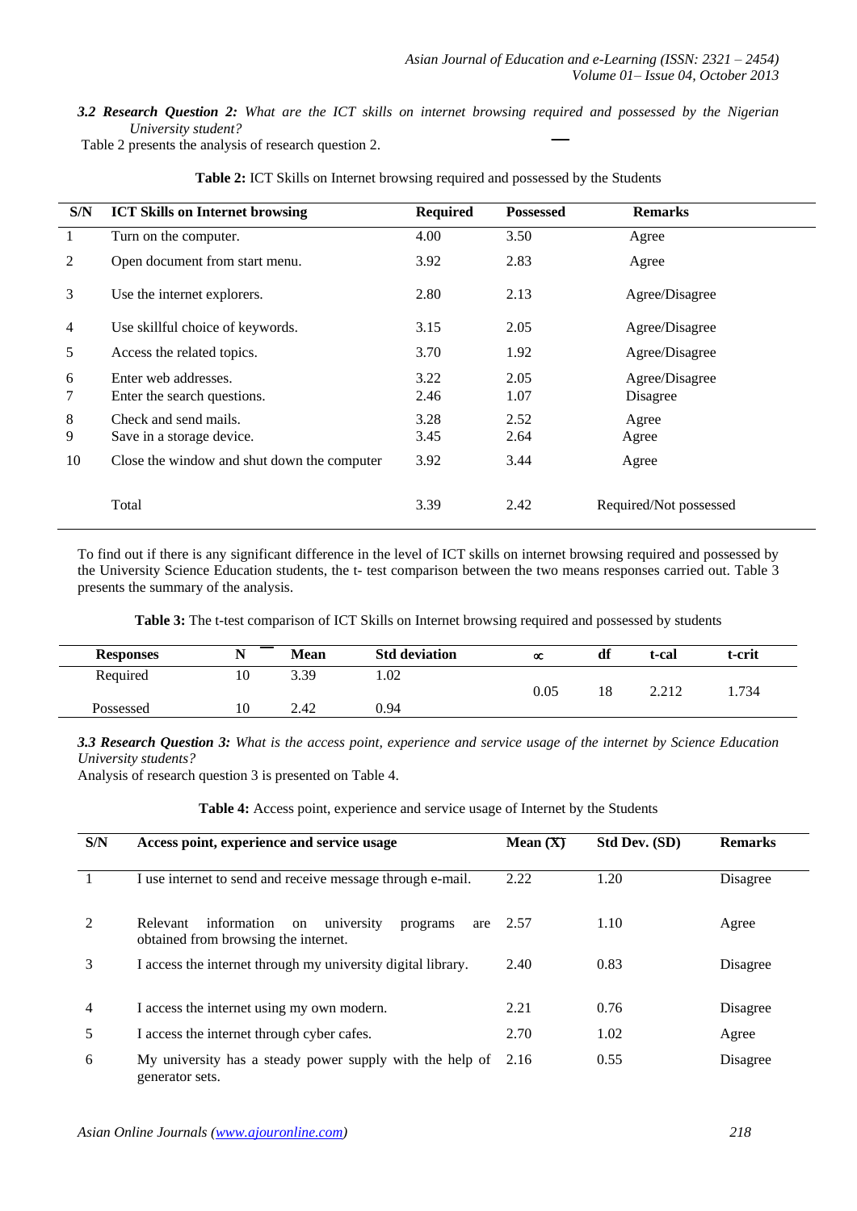***3.2 Research Question 2:*** *What are the ICT skills on internet browsing required and possessed by the Nigerian University student?*

Table 2 presents the analysis of research question 2.

**Table 2:** ICT Skills on Internet browsing required and possessed by the Students

| S/N | ICT Skills on Internet browsing | Required | Possessed | Remarks |
|---|---|---|---|---|
| 1 | Turn on the computer. | 4.00 | 3.50 | Agree |
| 2 | Open document from start menu. | 3.92 | 2.83 | Agree |
| 3 | Use the internet explorers. | 2.80 | 2.13 | Agree/Disagree |
| 4 | Use skillful choice of keywords. | 3.15 | 2.05 | Agree/Disagree |
| 5 | Access the related topics. | 3.70 | 1.92 | Agree/Disagree |
| 6 | Enter web addresses. | 3.22 | 2.05 | Agree/Disagree |
| 7 | Enter the search questions. | 2.46 | 1.07 | Disagree |
| 8 | Check and send mails. | 3.28 | 2.52 | Agree |
| 9 | Save in a storage device. | 3.45 | 2.64 | Agree |
| 10 | Close the window and shut down the computer | 3.92 | 3.44 | Agree |
| | Total | 3.39 | 2.42 | Required/Not possessed |

To find out if there is any significant difference in the level of ICT skills on internet browsing required and possessed by the University Science Education students, the t- test comparison between the two means responses carried out. Table 3 presents the summary of the analysis.

**Table 3:** The t-test comparison of ICT Skills on Internet browsing required and possessed by students

| Responses | N | Mean | Std deviation | $\alpha$ | df | t-cal | t-crit |
|---|---|---|---|---|---|---|---|
| Required | 10 | 3.39 | 1.02 | 0.05 | 18 | 2.212 | 1.734 |
| Possessed | 10 | 2.42 | 0.94 | | | | |

***3.3 Research Question 3:*** *What is the access point, experience and service usage of the internet by Science Education University students?*

Analysis of research question 3 is presented on Table 4.

**Table 4:** Access point, experience and service usage of Internet by the Students

| S/N | Access point, experience and service usage | Mean ($\bar{X}$) | Std Dev. (SD) | Remarks |
|---|---|---|---|---|
| 1 | I use internet to send and receive message through e-mail. | 2.22 | 1.20 | Disagree |
| 2 | Relevant information on university programs are obtained from browsing the internet. | 2.57 | 1.10 | Agree |
| 3 | I access the internet through my university digital library. | 2.40 | 0.83 | Disagree |
| 4 | I access the internet using my own modern. | 2.21 | 0.76 | Disagree |
| 5 | I access the internet through cyber cafes. | 2.70 | 1.02 | Agree |
| 6 | My university has a steady power supply with the help of generator sets. | 2.16 | 0.55 | Disagree |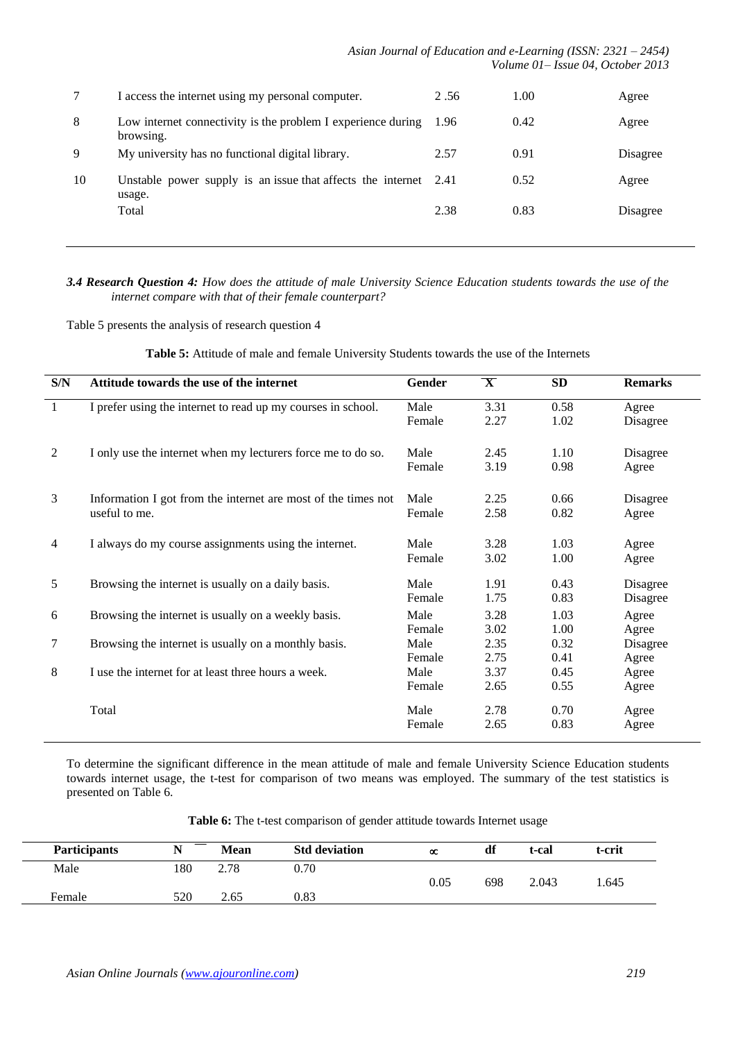| | | | | |
|---|---|---|---|---|
| 7 | I access the internet using my personal computer. | 2 .56 | 1.00 | Agree |
| 8 | Low internet connectivity is the problem I experience during browsing. | 1.96 | 0.42 | Agree |
| 9 | My university has no functional digital library. | 2.57 | 0.91 | Disagree |
| 10 | Unstable power supply is an issue that affects the internet usage. | 2.41 | 0.52 | Agree |
| | Total | 2.38 | 0.83 | Disagree |

***3.4 Research Question 4:*** *How does the attitude of male University Science Education students towards the use of the internet compare with that of their female counterpart?*

Table 5 presents the analysis of research question 4

**Table 5:** Attitude of male and female University Students towards the use of the Internets

| S/N | Attitude towards the use of the internet | Gender | $\overline{X}$ | SD | Remarks |
|---|---|---|---|---|---|
| 1 | I prefer using the internet to read up my courses in school. | Male | 3.31 | 0.58 | Agree |
| | | Female | 2.27 | 1.02 | Disagree |
| 2 | I only use the internet when my lecturers force me to do so. | Male | 2.45 | 1.10 | Disagree |
| | | Female | 3.19 | 0.98 | Agree |
| 3 | Information I got from the internet are most of the times not useful to me. | Male | 2.25 | 0.66 | Disagree |
| | | Female | 2.58 | 0.82 | Agree |
| 4 | I always do my course assignments using the internet. | Male | 3.28 | 1.03 | Agree |
| | | Female | 3.02 | 1.00 | Agree |
| 5 | Browsing the internet is usually on a daily basis. | Male | 1.91 | 0.43 | Disagree |
| | | Female | 1.75 | 0.83 | Disagree |
| 6 | Browsing the internet is usually on a weekly basis. | Male | 3.28 | 1.03 | Agree |
| | | Female | 3.02 | 1.00 | Agree |
| 7 | Browsing the internet is usually on a monthly basis. | Male | 2.35 | 0.32 | Disagree |
| | | Female | 2.75 | 0.41 | Agree |
| 8 | I use the internet for at least three hours a week. | Male | 3.37 | 0.45 | Agree |
| | | Female | 2.65 | 0.55 | Agree |
| | Total | Male | 2.78 | 0.70 | Agree |
| | | Female | 2.65 | 0.83 | Agree |

To determine the significant difference in the mean attitude of male and female University Science Education students towards internet usage, the t-test for comparison of two means was employed. The summary of the test statistics is presented on Table 6.

**Table 6:** The t-test comparison of gender attitude towards Internet usage

| Participants | N | Mean | Std deviation | $\propto$ | df | t-cal | t-crit |
|---|---|---|---|---|---|---|---|
| Male | 180 | 2.78 | 0.70 | 0.05 | 698 | 2.043 | 1.645 |
| Female | 520 | 2.65 | 0.83 | | | | |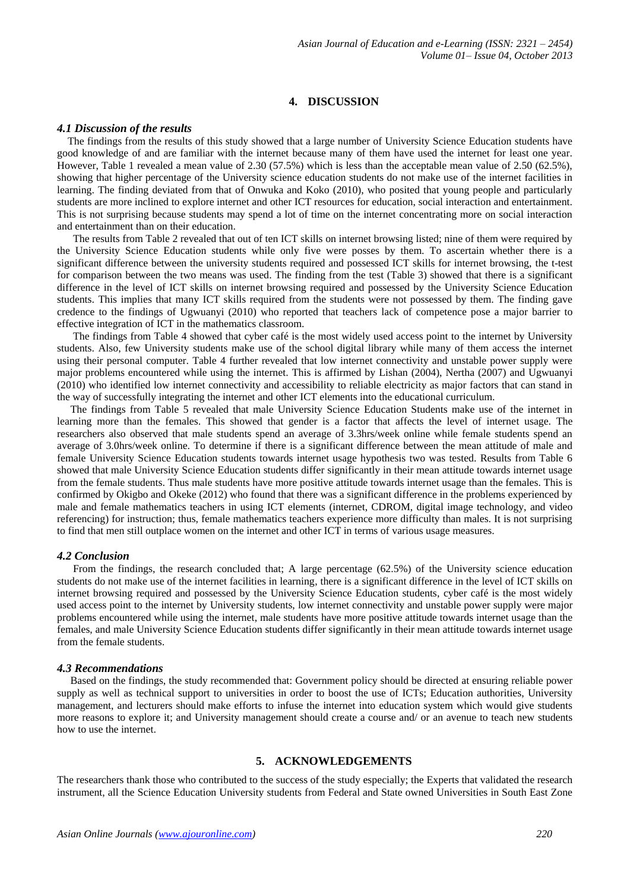## 4. DISCUSSION

### *4.1 Discussion of the results*

The findings from the results of this study showed that a large number of University Science Education students have good knowledge of and are familiar with the internet because many of them have used the internet for least one year. However, Table 1 revealed a mean value of 2.30 (57.5%) which is less than the acceptable mean value of 2.50 (62.5%), showing that higher percentage of the University science education students do not make use of the internet facilities in learning. The finding deviated from that of Onwuka and Koko (2010), who posited that young people and particularly students are more inclined to explore internet and other ICT resources for education, social interaction and entertainment. This is not surprising because students may spend a lot of time on the internet concentrating more on social interaction and entertainment than on their education.

The results from Table 2 revealed that out of ten ICT skills on internet browsing listed; nine of them were required by the University Science Education students while only five were posses by them. To ascertain whether there is a significant difference between the university students required and possessed ICT skills for internet browsing, the t-test for comparison between the two means was used. The finding from the test (Table 3) showed that there is a significant difference in the level of ICT skills on internet browsing required and possessed by the University Science Education students. This implies that many ICT skills required from the students were not possessed by them. The finding gave credence to the findings of Ugwuanyi (2010) who reported that teachers lack of competence pose a major barrier to effective integration of ICT in the mathematics classroom.

The findings from Table 4 showed that cyber café is the most widely used access point to the internet by University students. Also, few University students make use of the school digital library while many of them access the internet using their personal computer. Table 4 further revealed that low internet connectivity and unstable power supply were major problems encountered while using the internet. This is affirmed by Lishan (2004), Nertha (2007) and Ugwuanyi (2010) who identified low internet connectivity and accessibility to reliable electricity as major factors that can stand in the way of successfully integrating the internet and other ICT elements into the educational curriculum.

The findings from Table 5 revealed that male University Science Education Students make use of the internet in learning more than the females. This showed that gender is a factor that affects the level of internet usage. The researchers also observed that male students spend an average of 3.3hrs/week online while female students spend an average of 3.0hrs/week online. To determine if there is a significant difference between the mean attitude of male and female University Science Education students towards internet usage hypothesis two was tested. Results from Table 6 showed that male University Science Education students differ significantly in their mean attitude towards internet usage from the female students. Thus male students have more positive attitude towards internet usage than the females. This is confirmed by Okigbo and Okeke (2012) who found that there was a significant difference in the problems experienced by male and female mathematics teachers in using ICT elements (internet, CDROM, digital image technology, and video referencing) for instruction; thus, female mathematics teachers experience more difficulty than males. It is not surprising to find that men still outplace women on the internet and other ICT in terms of various usage measures.

### *4.2 Conclusion*

From the findings, the research concluded that; A large percentage (62.5%) of the University science education students do not make use of the internet facilities in learning, there is a significant difference in the level of ICT skills on internet browsing required and possessed by the University Science Education students, cyber café is the most widely used access point to the internet by University students, low internet connectivity and unstable power supply were major problems encountered while using the internet, male students have more positive attitude towards internet usage than the females, and male University Science Education students differ significantly in their mean attitude towards internet usage from the female students.

### *4.3 Recommendations*

Based on the findings, the study recommended that: Government policy should be directed at ensuring reliable power supply as well as technical support to universities in order to boost the use of ICTs; Education authorities, University management, and lecturers should make efforts to infuse the internet into education system which would give students more reasons to explore it; and University management should create a course and/ or an avenue to teach new students how to use the internet.

## 5. ACKNOWLEDGEMENTS

The researchers thank those who contributed to the success of the study especially; the Experts that validated the research instrument, all the Science Education University students from Federal and State owned Universities in South East Zone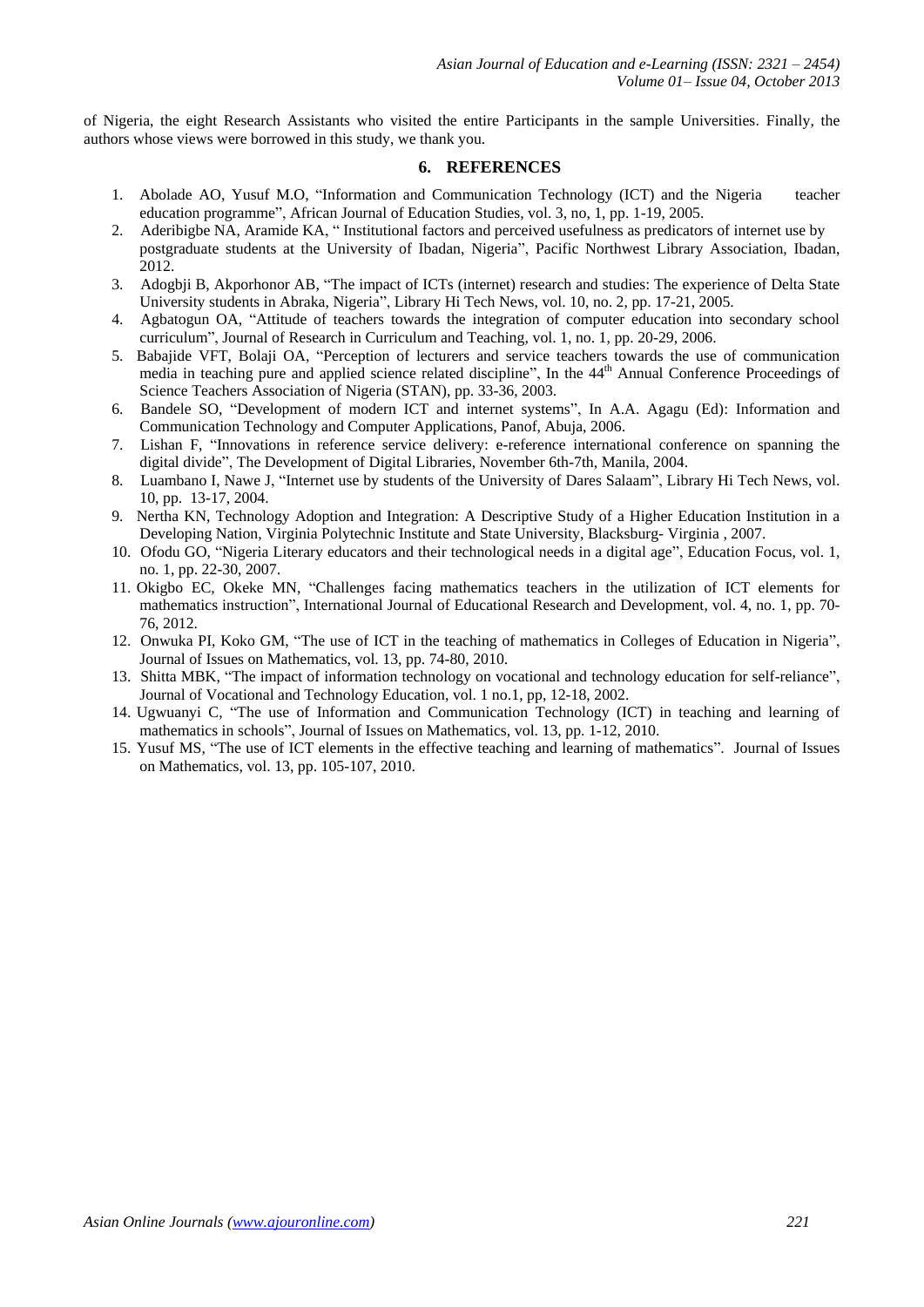of Nigeria, the eight Research Assistants who visited the entire Participants in the sample Universities. Finally, the authors whose views were borrowed in this study, we thank you.

## 6. REFERENCES

1. Abolade AO, Yusuf M.O, "Information and Communication Technology (ICT) and the Nigeria teacher education programme", African Journal of Education Studies, vol. 3, no, 1, pp. 1-19, 2005.
2. Aderibigbe NA, Aramide KA, " Institutional factors and perceived usefulness as predicators of internet use by postgraduate students at the University of Ibadan, Nigeria", Pacific Northwest Library Association, Ibadan, 2012.
3. Adogbji B, Akporhonor AB, "The impact of ICTs (internet) research and studies: The experience of Delta State University students in Abraka, Nigeria", Library Hi Tech News, vol. 10, no. 2, pp. 17-21, 2005.
4. Agbatogun OA, "Attitude of teachers towards the integration of computer education into secondary school curriculum", Journal of Research in Curriculum and Teaching, vol. 1, no. 1, pp. 20-29, 2006.
5. Babajide VFT, Bolaji OA, "Perception of lecturers and service teachers towards the use of communication media in teaching pure and applied science related discipline", In the 44th Annual Conference Proceedings of Science Teachers Association of Nigeria (STAN), pp. 33-36, 2003.
6. Bandele SO, "Development of modern ICT and internet systems", In A.A. Agagu (Ed): Information and Communication Technology and Computer Applications, Panof, Abuja, 2006.
7. Lishan F, "Innovations in reference service delivery: e-reference international conference on spanning the digital divide", The Development of Digital Libraries, November 6th-7th, Manila, 2004.
8. Luambano I, Nawe J, "Internet use by students of the University of Dares Salaam", Library Hi Tech News, vol. 10, pp. 13-17, 2004.
9. Nertha KN, Technology Adoption and Integration: A Descriptive Study of a Higher Education Institution in a Developing Nation, Virginia Polytechnic Institute and State University, Blacksburg- Virginia , 2007.
10. Ofodu GO, "Nigeria Literary educators and their technological needs in a digital age", Education Focus, vol. 1, no. 1, pp. 22-30, 2007.
11. Okigbo EC, Okeke MN, "Challenges facing mathematics teachers in the utilization of ICT elements for mathematics instruction", International Journal of Educational Research and Development, vol. 4, no. 1, pp. 70-76, 2012.
12. Onwuka PI, Koko GM, "The use of ICT in the teaching of mathematics in Colleges of Education in Nigeria", Journal of Issues on Mathematics, vol. 13, pp. 74-80, 2010.
13. Shitta MBK, "The impact of information technology on vocational and technology education for self-reliance", Journal of Vocational and Technology Education, vol. 1 no.1, pp, 12-18, 2002.
14. Ugwuanyi C, "The use of Information and Communication Technology (ICT) in teaching and learning of mathematics in schools", Journal of Issues on Mathematics, vol. 13, pp. 1-12, 2010.
15. Yusuf MS, "The use of ICT elements in the effective teaching and learning of mathematics". Journal of Issues on Mathematics, vol. 13, pp. 105-107, 2010.